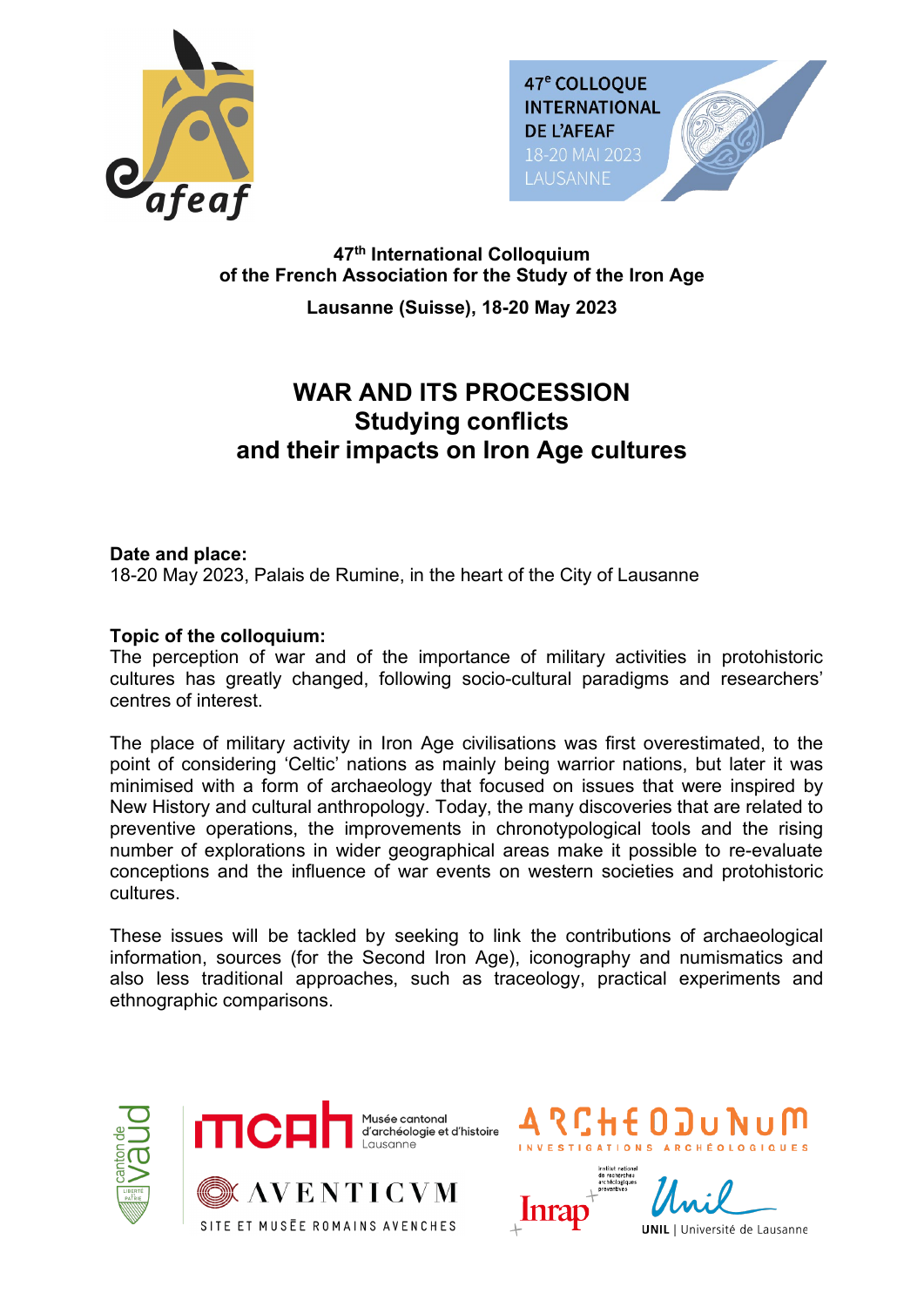47[e] COLLOQUE INTERNATIONAL DE L'AFEAF
18-20 MAI 2023
LAUSANNE

**47th International Colloquium of the French Association for the Study of the Iron Age**

**Lausanne (Suisse), 18-20 May 2023**

# WAR AND ITS PROCESSION
## Studying conflicts and their impacts on Iron Age cultures

**Date and place:**
18-20 May 2023, Palais de Rumine, in the heart of the City of Lausanne

**Topic of the colloquium:**
The perception of war and of the importance of military activities in protohistoric cultures has greatly changed, following socio-cultural paradigms and researchers' centres of interest.

The place of military activity in Iron Age civilisations was first overestimated, to the point of considering 'Celtic' nations as mainly being warrior nations, but later it was minimised with a form of archaeology that focused on issues that were inspired by New History and cultural anthropology. Today, the many discoveries that are related to preventive operations, the improvements in chronotypological tools and the rising number of explorations in wider geographical areas make it possible to re-evaluate conceptions and the influence of war events on western societies and protohistoric cultures.

These issues will be tackled by seeking to link the contributions of archaeological information, sources (for the Second Iron Age), iconography and numismatics and also less traditional approaches, such as traceology, practical experiments and ethnographic comparisons.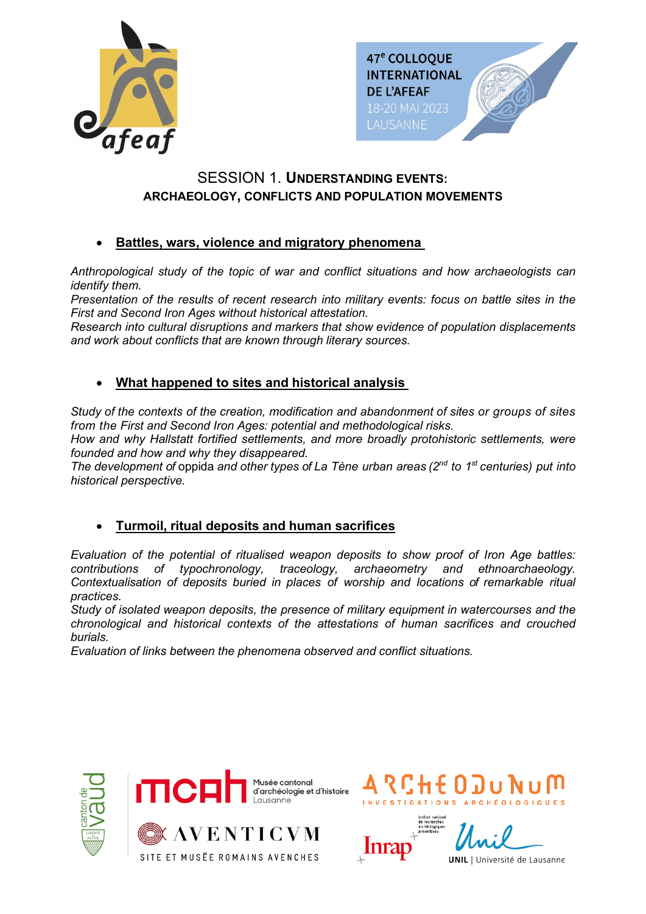## SESSION 1. UNDERSTANDING EVENTS: ARCHAEOLOGY, CONFLICTS AND POPULATION MOVEMENTS

- **Battles, wars, violence and migratory phenomena**

*Anthropological study of the topic of war and conflict situations and how archaeologists can identify them.*
*Presentation of the results of recent research into military events: focus on battle sites in the First and Second Iron Ages without historical attestation.*
*Research into cultural disruptions and markers that show evidence of population displacements and work about conflicts that are known through literary sources.*

- **What happened to sites and historical analysis**

*Study of the contexts of the creation, modification and abandonment of sites or groups of sites from the First and Second Iron Ages: potential and methodological risks.*
*How and why Hallstatt fortified settlements, and more broadly protohistoric settlements, were founded and how and why they disappeared.*
*The development of* oppida *and other types of La Tène urban areas (2nd to 1st centuries) put into historical perspective.*

- **Turmoil, ritual deposits and human sacrifices**

*Evaluation of the potential of ritualised weapon deposits to show proof of Iron Age battles: contributions of typochronology, traceology, archaeometry and ethnoarchaeology. Contextualisation of deposits buried in places of worship and locations of remarkable ritual practices.*
*Study of isolated weapon deposits, the presence of military equipment in watercourses and the chronological and historical contexts of the attestations of human sacrifices and crouched burials.*
*Evaluation of links between the phenomena observed and conflict situations.*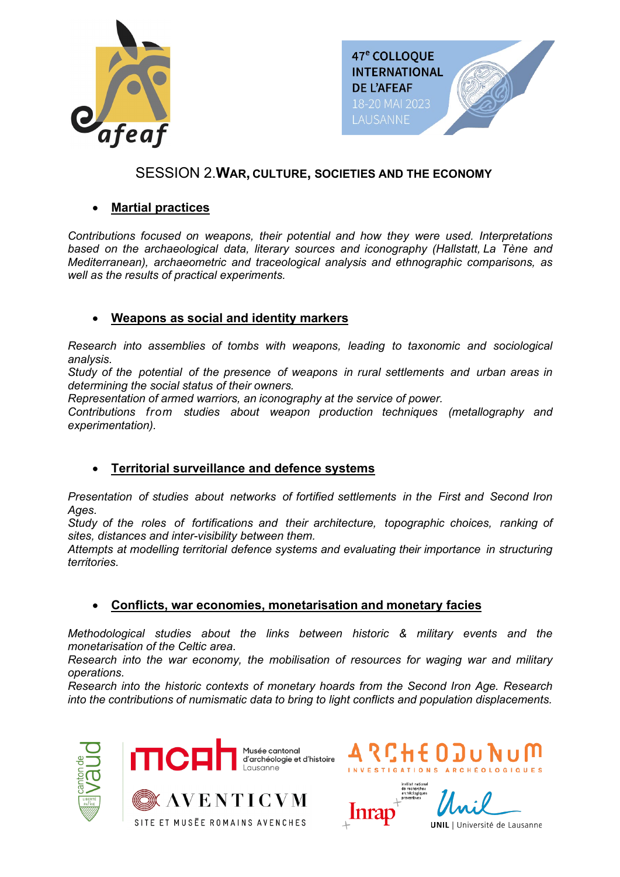## SESSION 2. WAR, CULTURE, SOCIETIES AND THE ECONOMY

- **Martial practices**

*Contributions focused on weapons, their potential and how they were used. Interpretations based on the archaeological data, literary sources and iconography (Hallstatt, La Tène and Mediterranean), archaeometric and traceological analysis and ethnographic comparisons, as well as the results of practical experiments.*

- **Weapons as social and identity markers**

*Research into assemblies of tombs with weapons, leading to taxonomic and sociological analysis.*
*Study of the potential of the presence of weapons in rural settlements and urban areas in determining the social status of their owners.*
*Representation of armed warriors, an iconography at the service of power.*
*Contributions from studies about weapon production techniques (metallography and experimentation).*

- **Territorial surveillance and defence systems**

*Presentation of studies about networks of fortified settlements in the First and Second Iron Ages.*
*Study of the roles of fortifications and their architecture, topographic choices, ranking of sites, distances and inter-visibility between them.*
*Attempts at modelling territorial defence systems and evaluating their importance in structuring territories.*

- **Conflicts, war economies, monetarisation and monetary facies**

*Methodological studies about the links between historic & military events and the monetarisation of the Celtic area.*
*Research into the war economy, the mobilisation of resources for waging war and military operations.*
*Research into the historic contexts of monetary hoards from the Second Iron Age. Research into the contributions of numismatic data to bring to light conflicts and population displacements.*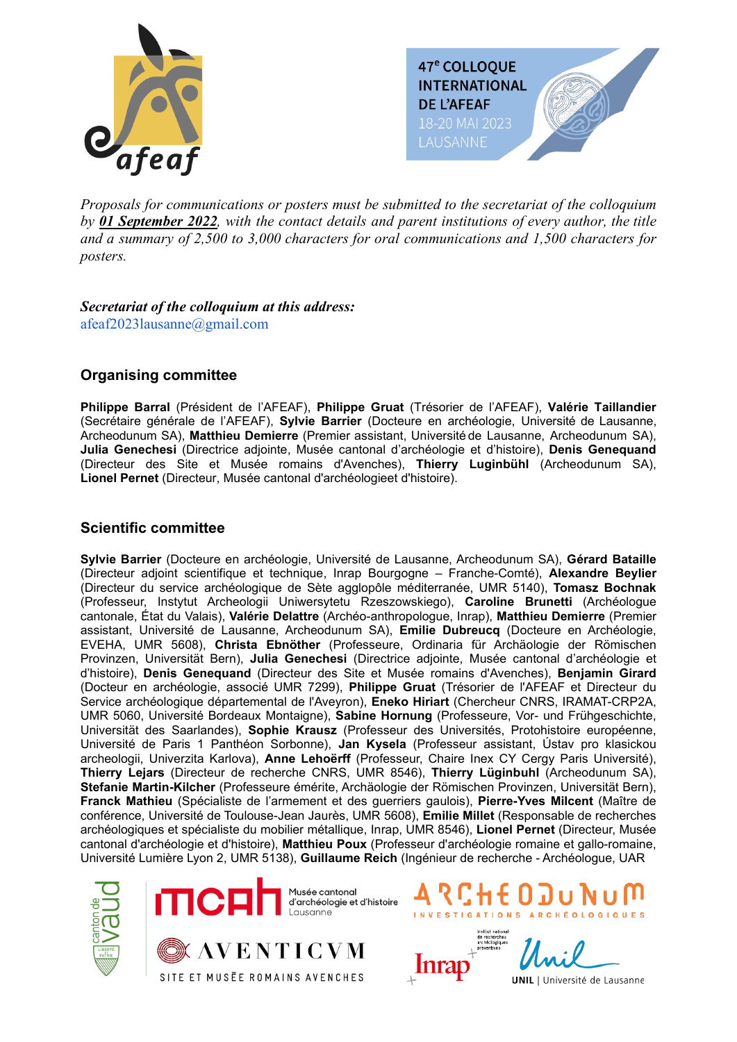47[e] COLLOQUE INTERNATIONAL DE L'AFEAF
18-20 MAI 2023
LAUSANNE

*Proposals for communications or posters must be submitted to the secretariat of the colloquium by* ***01 September 2022****, with the contact details and parent institutions of every author, the title and a summary of 2,500 to 3,000 characters for oral communications and 1,500 characters for posters.*

***Secretariat of the colloquium at this address:***
afeaf2023lausanne@gmail.com

## Organising committee

**Philippe Barral** (Président de l'AFEAF), **Philippe Gruat** (Trésorier de l'AFEAF), **Valérie Taillandier** (Secrétaire générale de l'AFEAF), **Sylvie Barrier** (Docteure en archéologie, Université de Lausanne, Archeodunum SA), **Matthieu Demierre** (Premier assistant, Université de Lausanne, Archeodunum SA), **Julia Genechesi** (Directrice adjointe, Musée cantonal d'archéologie et d'histoire), **Denis Genequand** (Directeur des Site et Musée romains d'Avenches), **Thierry Luginbühl** (Archeodunum SA), **Lionel Pernet** (Directeur, Musée cantonal d'archéologieet d'histoire).

## Scientific committee

**Sylvie Barrier** (Docteure en archéologie, Université de Lausanne, Archeodunum SA), **Gérard Bataille** (Directeur adjoint scientifique et technique, Inrap Bourgogne – Franche-Comté), **Alexandre Beylier** (Directeur du service archéologique de Sète agglopôle méditerranée, UMR 5140), **Tomasz Bochnak** (Professeur, Instytut Archeologii Uniwersytetu Rzeszowskiego), **Caroline Brunetti** (Archéologue cantonale, État du Valais), **Valérie Delattre** (Archéo-anthropologue, Inrap), **Matthieu Demierre** (Premier assistant, Université de Lausanne, Archeodunum SA), **Emilie Dubreucq** (Docteure en Archéologie, EVEHA, UMR 5608), **Christa Ebnöther** (Professeure, Ordinaria für Archäologie der Römischen Provinzen, Universität Bern), **Julia Genechesi** (Directrice adjointe, Musée cantonal d'archéologie et d'histoire), **Denis Genequand** (Directeur des Site et Musée romains d'Avenches), **Benjamin Girard** (Docteur en archéologie, associé UMR 7299), **Philippe Gruat** (Trésorier de l'AFEAF et Directeur du Service archéologique départemental de l'Aveyron), **Eneko Hiriart** (Chercheur CNRS, IRAMAT-CRP2A, UMR 5060, Université Bordeaux Montaigne), **Sabine Hornung** (Professeure, Vor- und Frühgeschichte, Universität des Saarlandes), **Sophie Krausz** (Professeur des Universités, Protohistoire européenne, Université de Paris 1 Panthéon Sorbonne), **Jan Kysela** (Professeur assistant, Ústav pro klasickou archeologii, Univerzita Karlova), **Anne Lehoërff** (Professeur, Chaire Inex CY Cergy Paris Université), **Thierry Lejars** (Directeur de recherche CNRS, UMR 8546), **Thierry Lüginbuhl** (Archeodunum SA), **Stefanie Martin-Kilcher** (Professeure émérite, Archäologie der Römischen Provinzen, Universität Bern), **Franck Mathieu** (Spécialiste de l'armement et des guerriers gaulois), **Pierre-Yves Milcent** (Maître de conférence, Université de Toulouse-Jean Jaurès, UMR 5608), **Emilie Millet** (Responsable de recherches archéologiques et spécialiste du mobilier métallique, Inrap, UMR 8546), **Lionel Pernet** (Directeur, Musée cantonal d'archéologie et d'histoire), **Matthieu Poux** (Professeur d'archéologie romaine et gallo-romaine, Université Lumière Lyon 2, UMR 5138), **Guillaume Reich** (Ingénieur de recherche - Archéologue, UAR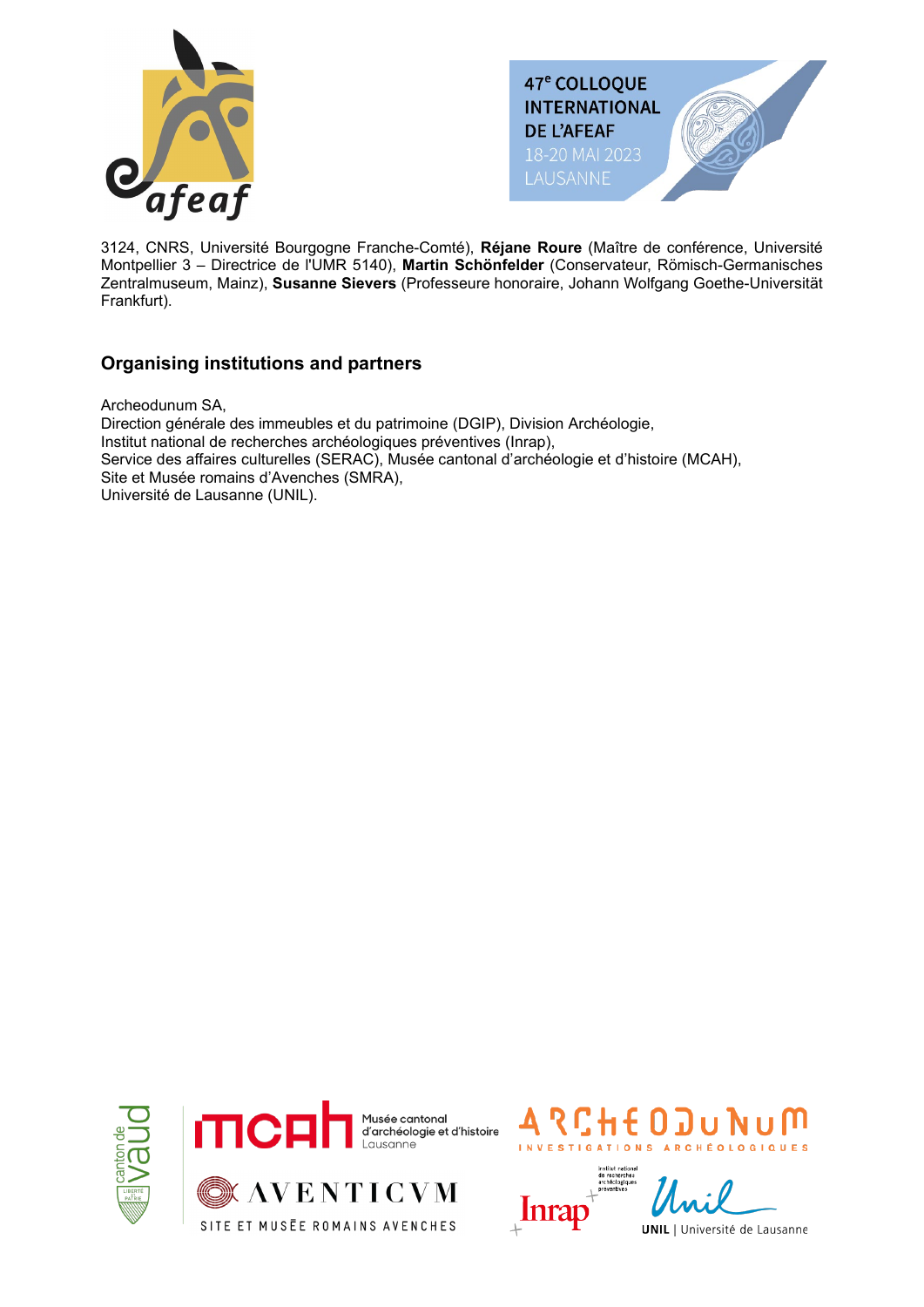3124, CNRS, Université Bourgogne Franche-Comté), **Réjane Roure** (Maître de conférence, Université Montpellier 3 – Directrice de l'UMR 5140), **Martin Schönfelder** (Conservateur, Römisch-Germanisches Zentralmuseum, Mainz), **Susanne Sievers** (Professeure honoraire, Johann Wolfgang Goethe-Universität Frankfurt).

## Organising institutions and partners

Archeodunum SA,
Direction générale des immeubles et du patrimoine (DGIP), Division Archéologie,
Institut national de recherches archéologiques préventives (Inrap),
Service des affaires culturelles (SERAC), Musée cantonal d'archéologie et d'histoire (MCAH),
Site et Musée romains d'Avenches (SMRA),
Université de Lausanne (UNIL).